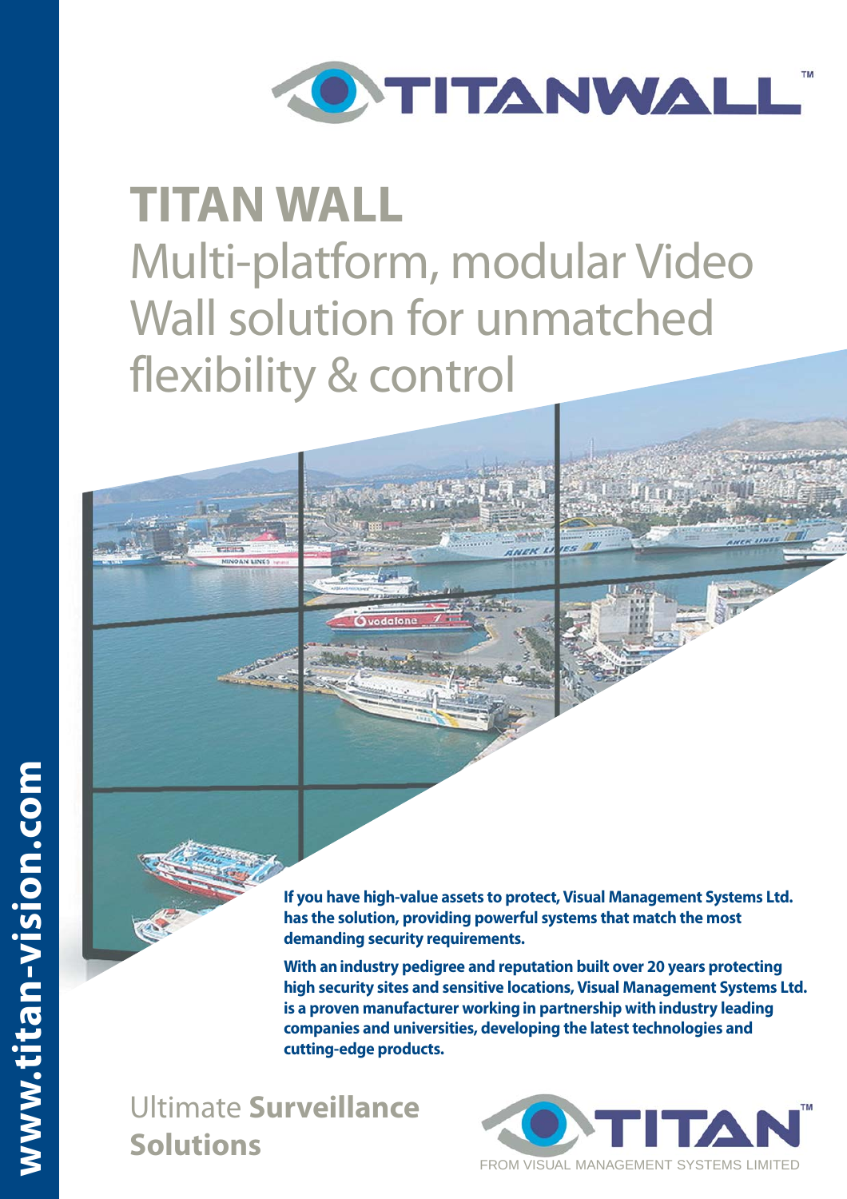# TITANWALL™

## TITAN WALL

Multi-platform, modular Video Wall solution for unmatched flexibility & control

**If you have high-value assets to protect, Visual Management Systems Ltd. has the solution, providing powerful systems that match the most demanding security requirements.**

**With an industry pedigree and reputation built over 20 years protecting high security sites and sensitive locations, Visual Management Systems Ltd. is a proven manufacturer working in partnership with industry leading companies and universities, developing the latest technologies and cutting-edge products.**

Ultimate **Surveillance Solutions**

TITAN™

FROM VISUAL MANAGEMENT SYSTEMS LIMITED

www.titan-vision.com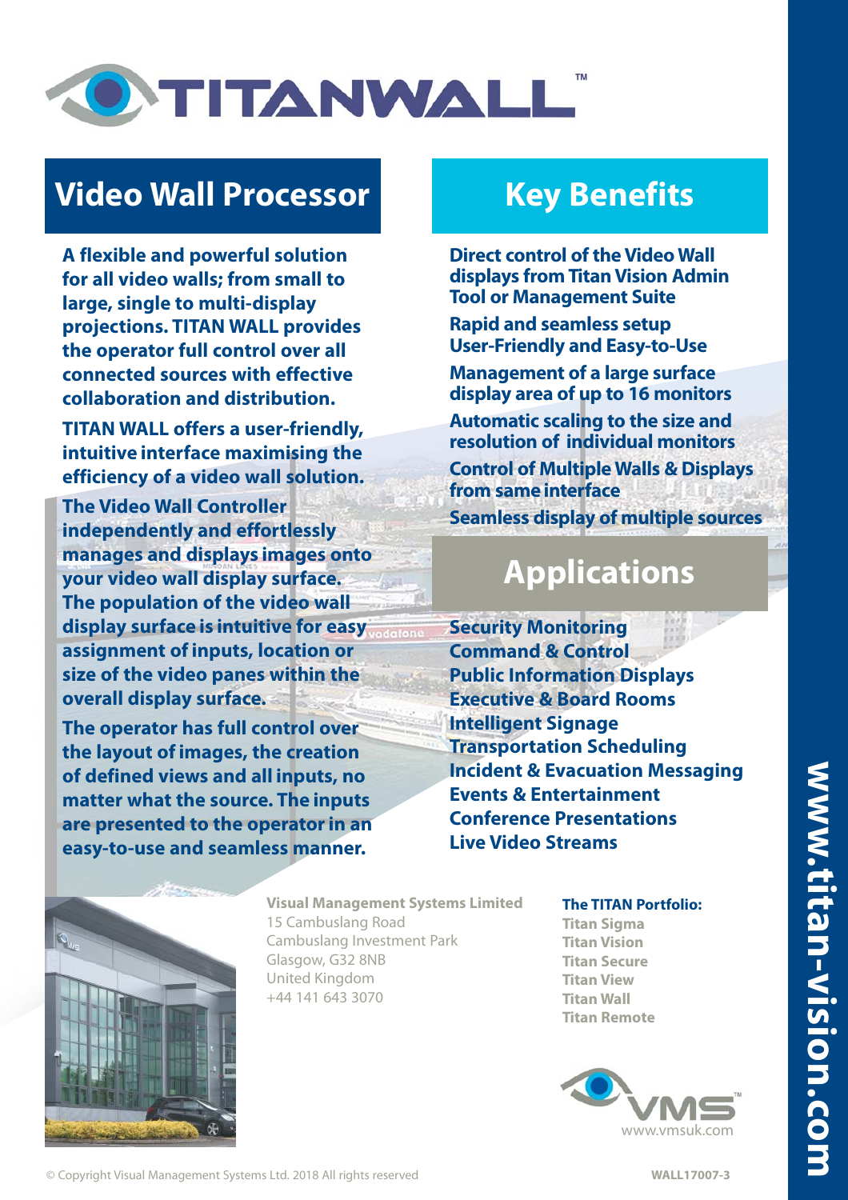# TITANWALL™

## Video Wall Processor

**A flexible and powerful solution for all video walls; from small to large, single to multi-display projections. TITAN WALL provides the operator full control over all connected sources with effective collaboration and distribution.**

**TITAN WALL offers a user-friendly, intuitive interface maximising the efficiency of a video wall solution.**

**The Video Wall Controller independently and effortlessly manages and displays images onto your video wall display surface. The population of the video wall display surface is intuitive for easy assignment of inputs, location or size of the video panes within the overall display surface.**

**The operator has full control over the layout of images, the creation of defined views and all inputs, no matter what the source. The inputs are presented to the operator in an easy-to-use and seamless manner.**

## Key Benefits

**Direct control of the Video Wall displays from Titan Vision Admin Tool or Management Suite**

**Rapid and seamless setup**
**User-Friendly and Easy-to-Use**

**Management of a large surface display area of up to 16 monitors**

**Automatic scaling to the size and resolution of individual monitors**

**Control of Multiple Walls & Displays from same interface**

**Seamless display of multiple sources**

## Applications

**Security Monitoring**
**Command & Control**
**Public Information Displays**
**Executive & Board Rooms**
**Intelligent Signage**
**Transportation Scheduling**
**Incident & Evacuation Messaging**
**Events & Entertainment**
**Conference Presentations**
**Live Video Streams**

**Visual Management Systems Limited**
15 Cambuslang Road
Cambuslang Investment Park
Glasgow, G32 8NB
United Kingdom
+44 141 643 3070

**The TITAN Portfolio:**
**Titan Sigma**
**Titan Vision**
**Titan Secure**
**Titan View**
**Titan Wall**
**Titan Remote**

VMS™
www.vmsuk.com

**www.titan-vision.com**

© Copyright Visual Management Systems Ltd. 2018 All rights reserved

WALL17007-3